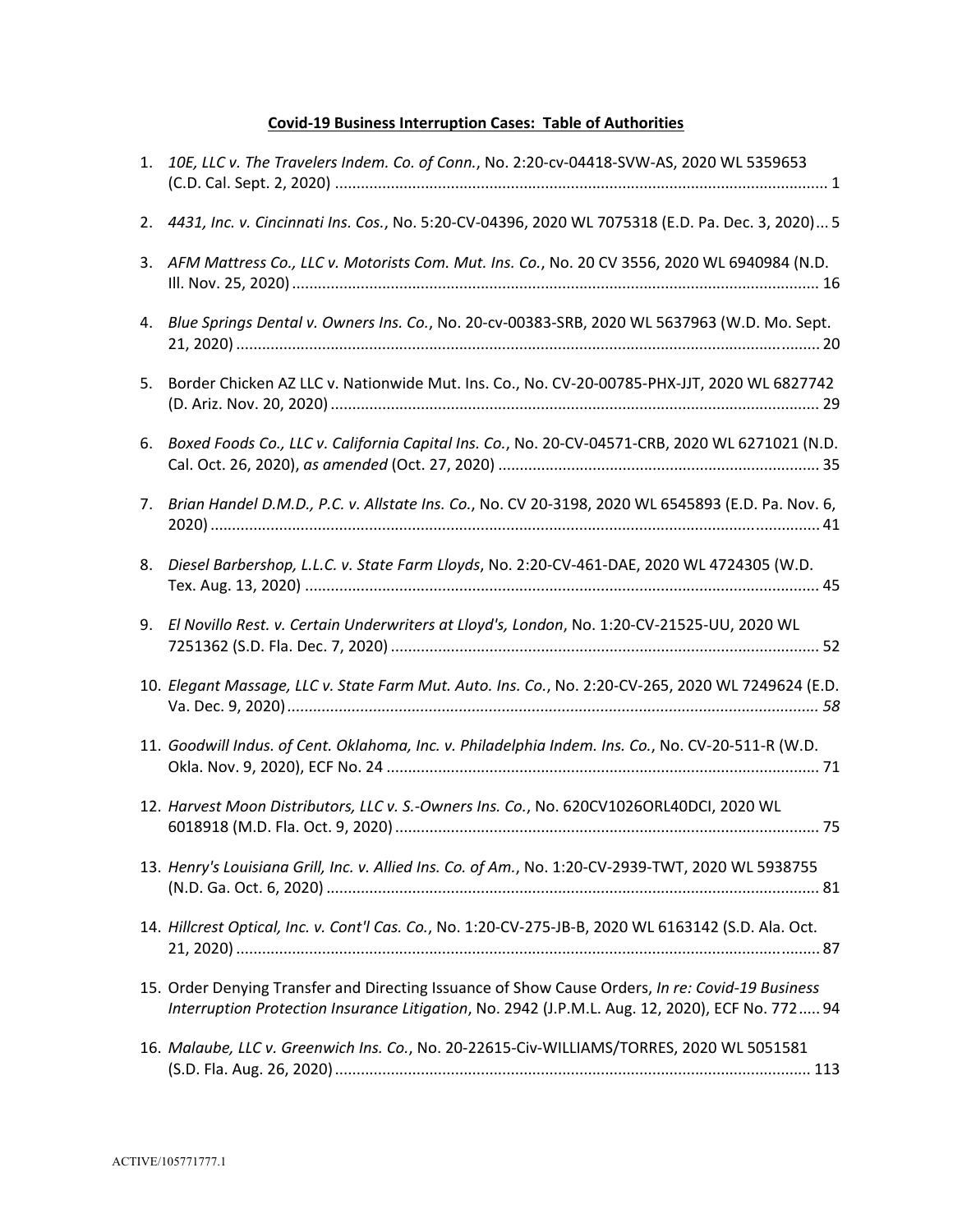**Covid-19 Business Interruption Cases: Table of Authorities**

1. *10E, LLC v. The Travelers Indem. Co. of Conn.*, No. 2:20-cv-04418-SVW-AS, 2020 WL 5359653 (C.D. Cal. Sept. 2, 2020) .................................................................................................................. 1

2. *4431, Inc. v. Cincinnati Ins. Cos.*, No. 5:20-CV-04396, 2020 WL 7075318 (E.D. Pa. Dec. 3, 2020)... 5

3. *AFM Mattress Co., LLC v. Motorists Com. Mut. Ins. Co.*, No. 20 CV 3556, 2020 WL 6940984 (N.D. Ill. Nov. 25, 2020) .......................................................................................................................... 16

4. *Blue Springs Dental v. Owners Ins. Co.*, No. 20-cv-00383-SRB, 2020 WL 5637963 (W.D. Mo. Sept. 21, 2020) ....................................................................................................................................... 20

5. Border Chicken AZ LLC v. Nationwide Mut. Ins. Co., No. CV-20-00785-PHX-JJT, 2020 WL 6827742 (D. Ariz. Nov. 20, 2020) ................................................................................................................. 29

6. *Boxed Foods Co., LLC v. California Capital Ins. Co.*, No. 20-CV-04571-CRB, 2020 WL 6271021 (N.D. Cal. Oct. 26, 2020), *as amended* (Oct. 27, 2020) .......................................................................... 35

7. *Brian Handel D.M.D., P.C. v. Allstate Ins. Co.*, No. CV 20-3198, 2020 WL 6545893 (E.D. Pa. Nov. 6, 2020) ............................................................................................................................................ 41

8. *Diesel Barbershop, L.L.C. v. State Farm Lloyds*, No. 2:20-CV-461-DAE, 2020 WL 4724305 (W.D. Tex. Aug. 13, 2020) ....................................................................................................................... 45

9. *El Novillo Rest. v. Certain Underwriters at Lloyd's, London*, No. 1:20-CV-21525-UU, 2020 WL 7251362 (S.D. Fla. Dec. 7, 2020) ................................................................................................... 52

10. *Elegant Massage, LLC v. State Farm Mut. Auto. Ins. Co.*, No. 2:20-CV-265, 2020 WL 7249624 (E.D. Va. Dec. 9, 2020) ........................................................................................................................... *58*

11. *Goodwill Indus. of Cent. Oklahoma, Inc. v. Philadelphia Indem. Ins. Co.*, No. CV-20-511-R (W.D. Okla. Nov. 9, 2020), ECF No. 24 .................................................................................................... 71

12. *Harvest Moon Distributors, LLC v. S.-Owners Ins. Co.*, No. 620CV1026ORL40DCI, 2020 WL 6018918 (M.D. Fla. Oct. 9, 2020) .................................................................................................. 75

13. *Henry's Louisiana Grill, Inc. v. Allied Ins. Co. of Am.*, No. 1:20-CV-2939-TWT, 2020 WL 5938755 (N.D. Ga. Oct. 6, 2020) .................................................................................................................. 81

14. *Hillcrest Optical, Inc. v. Cont'l Cas. Co.*, No. 1:20-CV-275-JB-B, 2020 WL 6163142 (S.D. Ala. Oct. 21, 2020) ....................................................................................................................................... 87

15. Order Denying Transfer and Directing Issuance of Show Cause Orders, *In re: Covid-19 Business Interruption Protection Insurance Litigation*, No. 2942 (J.P.M.L. Aug. 12, 2020), ECF No. 772..... 94

16. *Malaube, LLC v. Greenwich Ins. Co.*, No. 20-22615-Civ-WILLIAMS/TORRES, 2020 WL 5051581 (S.D. Fla. Aug. 26, 2020) .............................................................................................................. 113

ACTIVE/105771777.1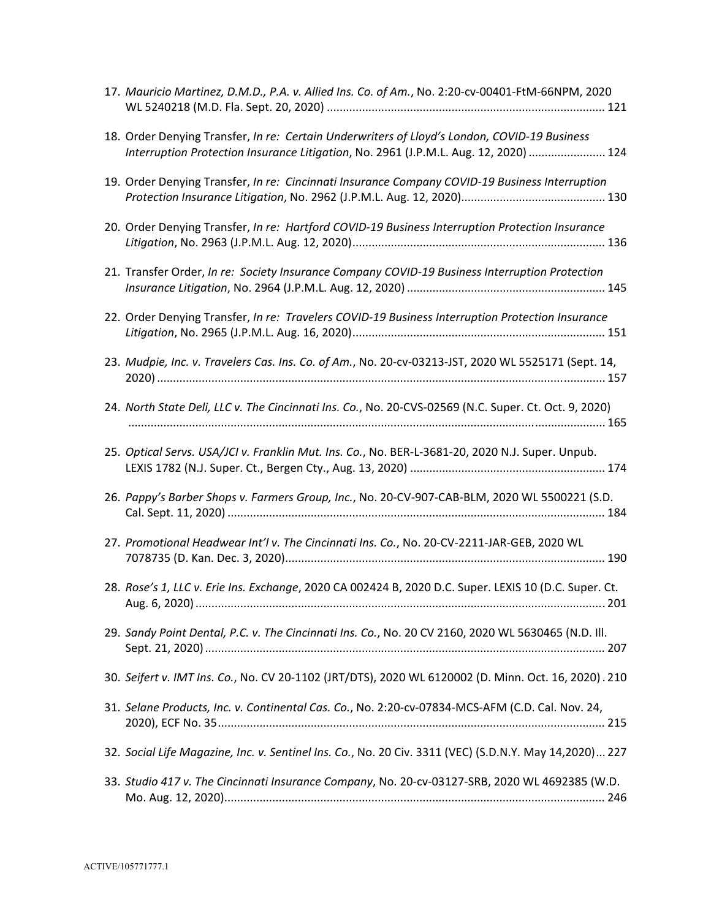17. *Mauricio Martinez, D.M.D., P.A. v. Allied Ins. Co. of Am.*, No. 2:20-cv-00401-FtM-66NPM, 2020 WL 5240218 (M.D. Fla. Sept. 20, 2020) ........................................................................................ 121

18. Order Denying Transfer, *In re: Certain Underwriters of Lloyd's London, COVID-19 Business Interruption Protection Insurance Litigation*, No. 2961 (J.P.M.L. Aug. 12, 2020) ........................ 124

19. Order Denying Transfer, *In re: Cincinnati Insurance Company COVID-19 Business Interruption Protection Insurance Litigation*, No. 2962 (J.P.M.L. Aug. 12, 2020)............................................. 130

20. Order Denying Transfer, *In re: Hartford COVID-19 Business Interruption Protection Insurance Litigation*, No. 2963 (J.P.M.L. Aug. 12, 2020)............................................................................... 136

21. Transfer Order, *In re: Society Insurance Company COVID-19 Business Interruption Protection Insurance Litigation*, No. 2964 (J.P.M.L. Aug. 12, 2020) .............................................................. 145

22. Order Denying Transfer, *In re: Travelers COVID-19 Business Interruption Protection Insurance Litigation*, No. 2965 (J.P.M.L. Aug. 16, 2020)............................................................................... 151

23. *Mudpie, Inc. v. Travelers Cas. Ins. Co. of Am.*, No. 20-cv-03213-JST, 2020 WL 5525171 (Sept. 14, 2020) ............................................................................................................................. 157

24. *North State Deli, LLC v. The Cincinnati Ins. Co.*, No. 20-CVS-02569 (N.C. Super. Ct. Oct. 9, 2020) ........................................................................................................................................ 165

25. *Optical Servs. USA/JCI v. Franklin Mut. Ins. Co.*, No. BER-L-3681-20, 2020 N.J. Super. Unpub. LEXIS 1782 (N.J. Super. Ct., Bergen Cty., Aug. 13, 2020) ............................................................. 174

26. *Pappy's Barber Shops v. Farmers Group, Inc.*, No. 20-CV-907-CAB-BLM, 2020 WL 5500221 (S.D. Cal. Sept. 11, 2020) ...................................................................................................................... 184

27. *Promotional Headwear Int'l v. The Cincinnati Ins. Co.*, No. 20-CV-2211-JAR-GEB, 2020 WL 7078735 (D. Kan. Dec. 3, 2020).................................................................................................... 190

28. *Rose's 1, LLC v. Erie Ins. Exchange*, 2020 CA 002424 B, 2020 D.C. Super. LEXIS 10 (D.C. Super. Ct. Aug. 6, 2020) ............................................................................................................................... 201

29. *Sandy Point Dental, P.C. v. The Cincinnati Ins. Co.*, No. 20 CV 2160, 2020 WL 5630465 (N.D. Ill. Sept. 21, 2020) ............................................................................................................................. 207

30. *Seifert v. IMT Ins. Co.*, No. CV 20-1102 (JRT/DTS), 2020 WL 6120002 (D. Minn. Oct. 16, 2020) . 210

31. *Selane Products, Inc. v. Continental Cas. Co.*, No. 2:20-cv-07834-MCS-AFM (C.D. Cal. Nov. 24, 2020), ECF No. 35......................................................................................................................... 215

32. *Social Life Magazine, Inc. v. Sentinel Ins. Co.*, No. 20 Civ. 3311 (VEC) (S.D.N.Y. May 14,2020)... 227

33. *Studio 417 v. The Cincinnati Insurance Company*, No. 20-cv-03127-SRB, 2020 WL 4692385 (W.D. Mo. Aug. 12, 2020)....................................................................................................................... 246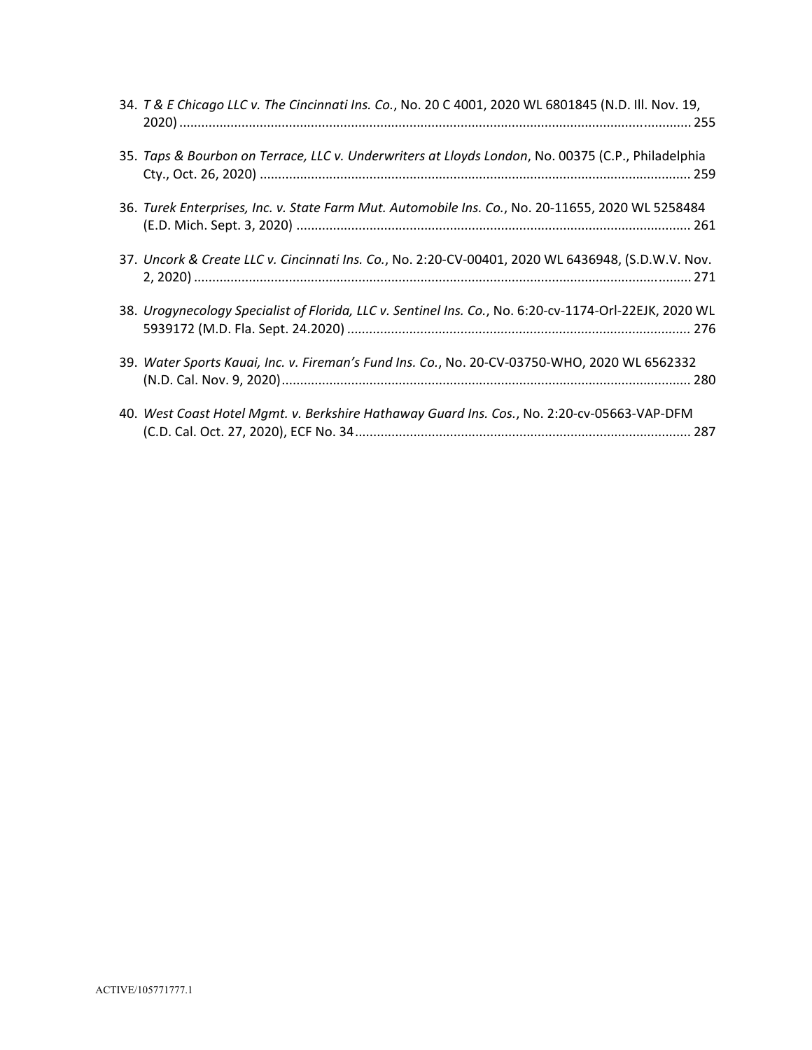34. *T & E Chicago LLC v. The Cincinnati Ins. Co.*, No. 20 C 4001, 2020 WL 6801845 (N.D. Ill. Nov. 19, 2020) .......... 255

35. *Taps & Bourbon on Terrace, LLC v. Underwriters at Lloyds London*, No. 00375 (C.P., Philadelphia Cty., Oct. 26, 2020) .......... 259

36. *Turek Enterprises, Inc. v. State Farm Mut. Automobile Ins. Co.*, No. 20-11655, 2020 WL 5258484 (E.D. Mich. Sept. 3, 2020) .......... 261

37. *Uncork & Create LLC v. Cincinnati Ins. Co.*, No. 2:20-CV-00401, 2020 WL 6436948, (S.D.W.V. Nov. 2, 2020) .......... 271

38. *Urogynecology Specialist of Florida, LLC v. Sentinel Ins. Co.*, No. 6:20-cv-1174-Orl-22EJK, 2020 WL 5939172 (M.D. Fla. Sept. 24.2020) .......... 276

39. *Water Sports Kauai, Inc. v. Fireman's Fund Ins. Co.*, No. 20-CV-03750-WHO, 2020 WL 6562332 (N.D. Cal. Nov. 9, 2020) .......... 280

40. *West Coast Hotel Mgmt. v. Berkshire Hathaway Guard Ins. Cos.*, No. 2:20-cv-05663-VAP-DFM (C.D. Cal. Oct. 27, 2020), ECF No. 34 .......... 287

ACTIVE/105771777.1